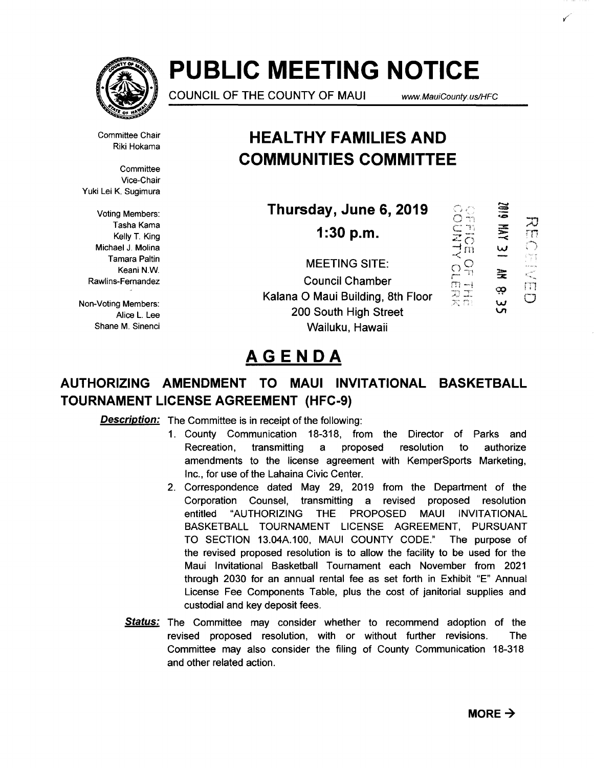# PUBLIC MEETING NOTICE

COUNCIL OF THE COUNTY OF MAUI www.MauiCounty.us/HFC

Committee Chair
Riki Hokama

Committee
Vice-Chair
Yuki Lei K. Sugimura

Voting Members:
Tasha Kama
Kelly T. King
Michael J. Molina
Tamara Paltin
Keani N.W. Rawlins-Fernandez

Non-Voting Members:
Alice L. Lee
Shane M. Sinenci

## HEALTHY FAMILIES AND COMMUNITIES COMMITTEE

**Thursday, June 6, 2019**

**1:30 p.m.**

MEETING SITE:
Council Chamber
Kalana O Maui Building, 8th Floor
200 South High Street
Wailuku, Hawaii

RECEIVED
2019 MAY 31 AM 8: 35
OFFICE OF THE COUNTY CLERK

## AGENDA

### AUTHORIZING AMENDMENT TO MAUI INVITATIONAL BASKETBALL TOURNAMENT LICENSE AGREEMENT (HFC-9)

***Description:*** The Committee is in receipt of the following:

1. County Communication 18-318, from the Director of Parks and Recreation, transmitting a proposed resolution to authorize amendments to the license agreement with KemperSports Marketing, Inc., for use of the Lahaina Civic Center.
2. Correspondence dated May 29, 2019 from the Department of the Corporation Counsel, transmitting a revised proposed resolution entitled "AUTHORIZING THE PROPOSED MAUI INVITATIONAL BASKETBALL TOURNAMENT LICENSE AGREEMENT, PURSUANT TO SECTION 13.04A.100, MAUI COUNTY CODE." The purpose of the revised proposed resolution is to allow the facility to be used for the Maui Invitational Basketball Tournament each November from 2021 through 2030 for an annual rental fee as set forth in Exhibit "E" Annual License Fee Components Table, plus the cost of janitorial supplies and custodial and key deposit fees.

***Status:*** The Committee may consider whether to recommend adoption of the revised proposed resolution, with or without further revisions. The Committee may also consider the filing of County Communication 18-318 and other related action.

**MORE →**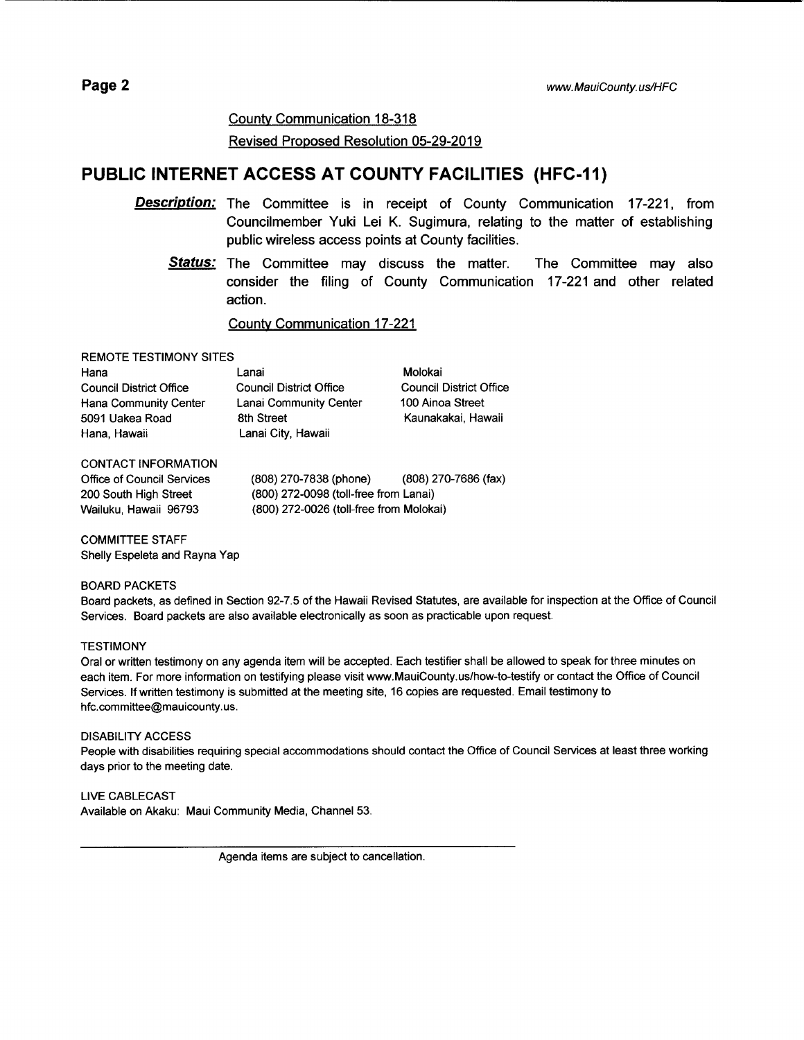County Communication 18-318

Revised Proposed Resolution 05-29-2019

## PUBLIC INTERNET ACCESS AT COUNTY FACILITIES (HFC-11)

***Description:*** The Committee is in receipt of County Communication 17-221, from Councilmember Yuki Lei K. Sugimura, relating to the matter of establishing public wireless access points at County facilities.

***Status:*** The Committee may discuss the matter. The Committee may also consider the filing of County Communication 17-221 and other related action.

County Communication 17-221

REMOTE TESTIMONY SITES

| Hana | Lanai | Molokai |
|---|---|---|
| Council District Office | Council District Office | Council District Office |
| Hana Community Center | Lanai Community Center | 100 Ainoa Street |
| 5091 Uakea Road | 8th Street | Kaunakakai, Hawaii |
| Hana, Hawaii | Lanai City, Hawaii | |

CONTACT INFORMATION

Office of Council Services
200 South High Street
Wailuku, Hawaii 96793

(808) 270-7838 (phone) (808) 270-7686 (fax)
(800) 272-0098 (toll-free from Lanai)
(800) 272-0026 (toll-free from Molokai)

COMMITTEE STAFF

Shelly Espeleta and Rayna Yap

BOARD PACKETS

Board packets, as defined in Section 92-7.5 of the Hawaii Revised Statutes, are available for inspection at the Office of Council Services. Board packets are also available electronically as soon as practicable upon request.

TESTIMONY

Oral or written testimony on any agenda item will be accepted. Each testifier shall be allowed to speak for three minutes on each item. For more information on testifying please visit www.MauiCounty.us/how-to-testify or contact the Office of Council Services. If written testimony is submitted at the meeting site, 16 copies are requested. Email testimony to hfc.committee@mauicounty.us.

DISABILITY ACCESS

People with disabilities requiring special accommodations should contact the Office of Council Services at least three working days prior to the meeting date.

LIVE CABLECAST

Available on Akaku: Maui Community Media, Channel 53.

---

Agenda items are subject to cancellation.